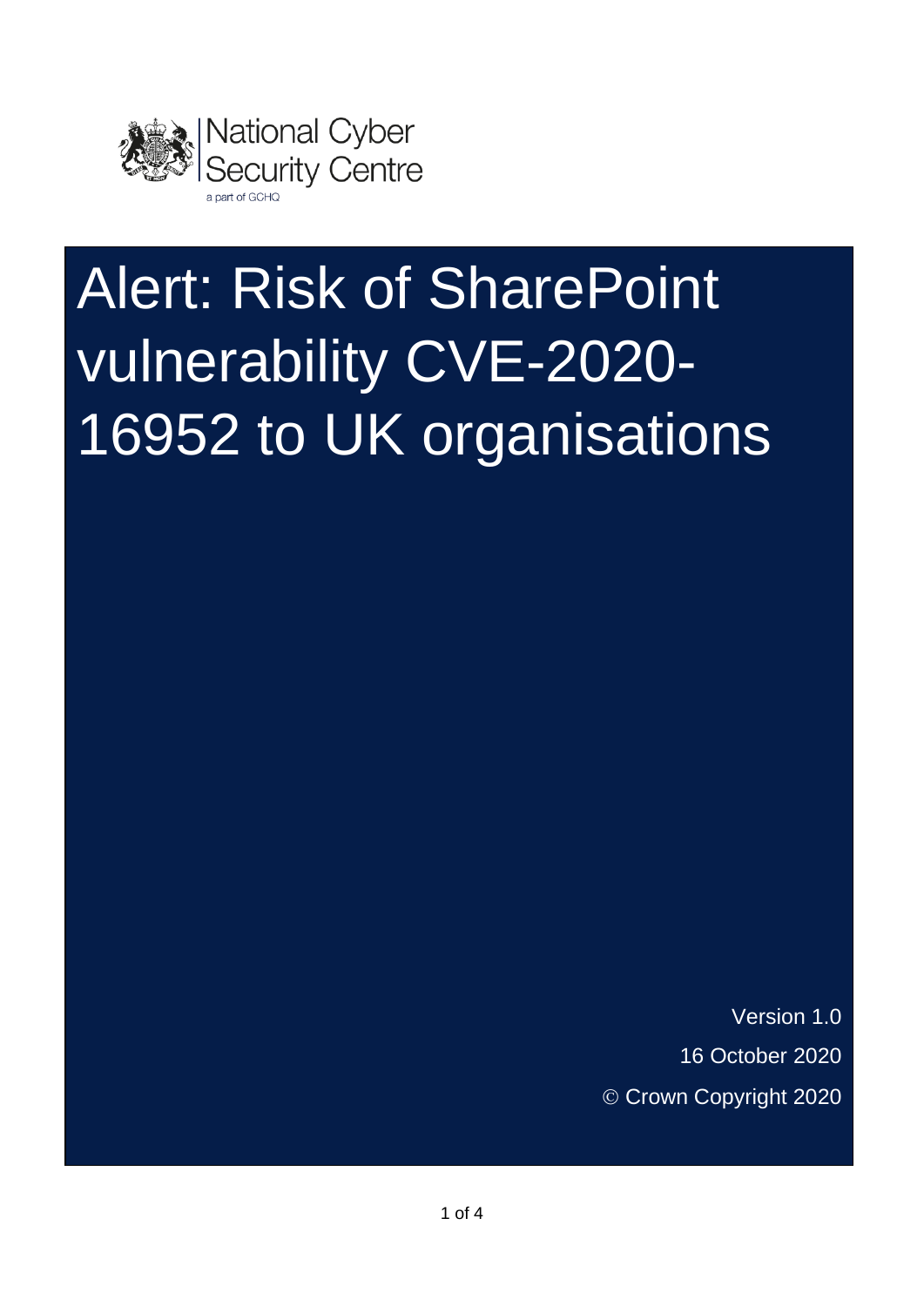National Cyber Security Centre

a part of GCHQ

# Alert: Risk of SharePoint vulnerability CVE-2020-16952 to UK organisations

Version 1.0

16 October 2020

© Crown Copyright 2020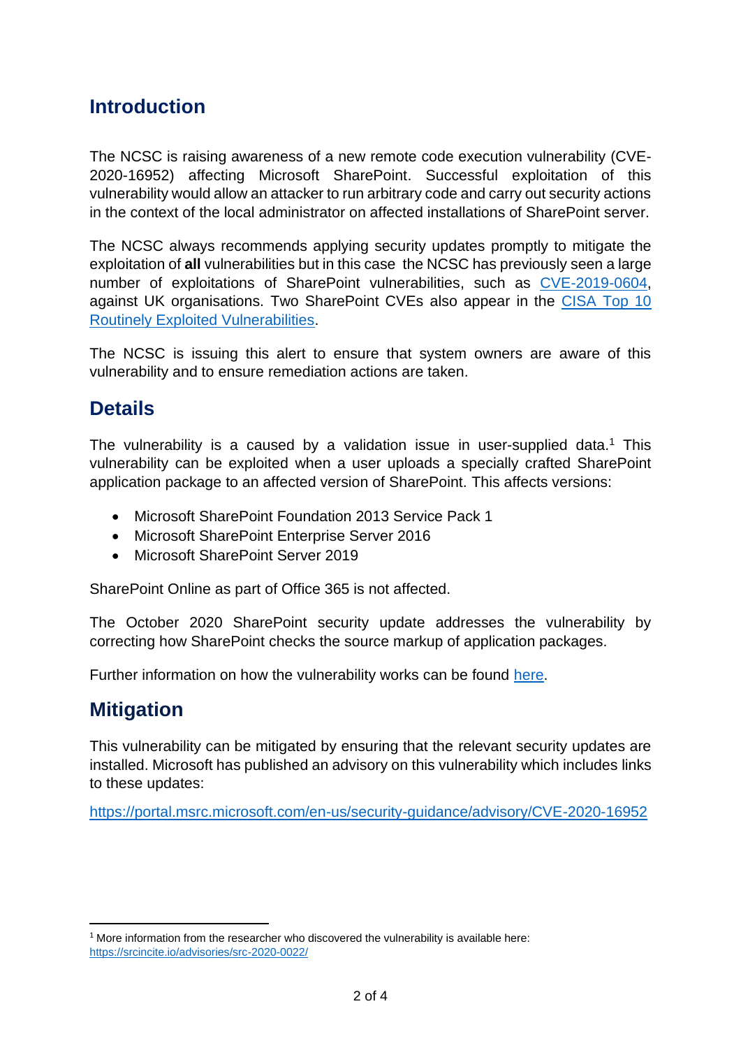## Introduction

The NCSC is raising awareness of a new remote code execution vulnerability (CVE-2020-16952) affecting Microsoft SharePoint. Successful exploitation of this vulnerability would allow an attacker to run arbitrary code and carry out security actions in the context of the local administrator on affected installations of SharePoint server.

The NCSC always recommends applying security updates promptly to mitigate the exploitation of **all** vulnerabilities but in this case the NCSC has previously seen a large number of exploitations of SharePoint vulnerabilities, such as CVE-2019-0604, against UK organisations. Two SharePoint CVEs also appear in the CISA Top 10 Routinely Exploited Vulnerabilities.

The NCSC is issuing this alert to ensure that system owners are aware of this vulnerability and to ensure remediation actions are taken.

## Details

The vulnerability is a caused by a validation issue in user-supplied data.[1] This vulnerability can be exploited when a user uploads a specially crafted SharePoint application package to an affected version of SharePoint. This affects versions:

- Microsoft SharePoint Foundation 2013 Service Pack 1
- Microsoft SharePoint Enterprise Server 2016
- Microsoft SharePoint Server 2019

SharePoint Online as part of Office 365 is not affected.

The October 2020 SharePoint security update addresses the vulnerability by correcting how SharePoint checks the source markup of application packages.

Further information on how the vulnerability works can be found here.

## Mitigation

This vulnerability can be mitigated by ensuring that the relevant security updates are installed. Microsoft has published an advisory on this vulnerability which includes links to these updates:

https://portal.msrc.microsoft.com/en-us/security-guidance/advisory/CVE-2020-16952

---

[1] More information from the researcher who discovered the vulnerability is available here: https://srcincite.io/advisories/src-2020-0022/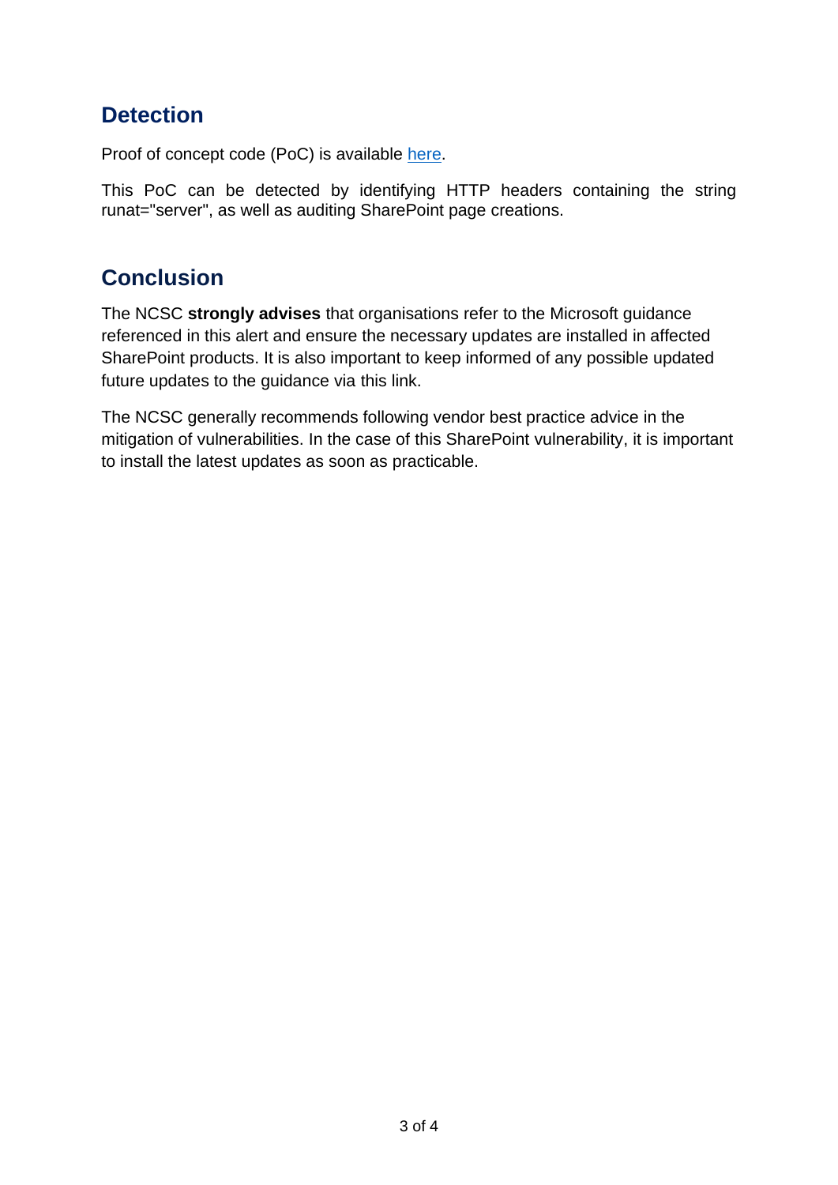## Detection

Proof of concept code (PoC) is available here.

This PoC can be detected by identifying HTTP headers containing the string runat="server", as well as auditing SharePoint page creations.

## Conclusion

The NCSC **strongly advises** that organisations refer to the Microsoft guidance referenced in this alert and ensure the necessary updates are installed in affected SharePoint products. It is also important to keep informed of any possible updated future updates to the guidance via this link.

The NCSC generally recommends following vendor best practice advice in the mitigation of vulnerabilities. In the case of this SharePoint vulnerability, it is important to install the latest updates as soon as practicable.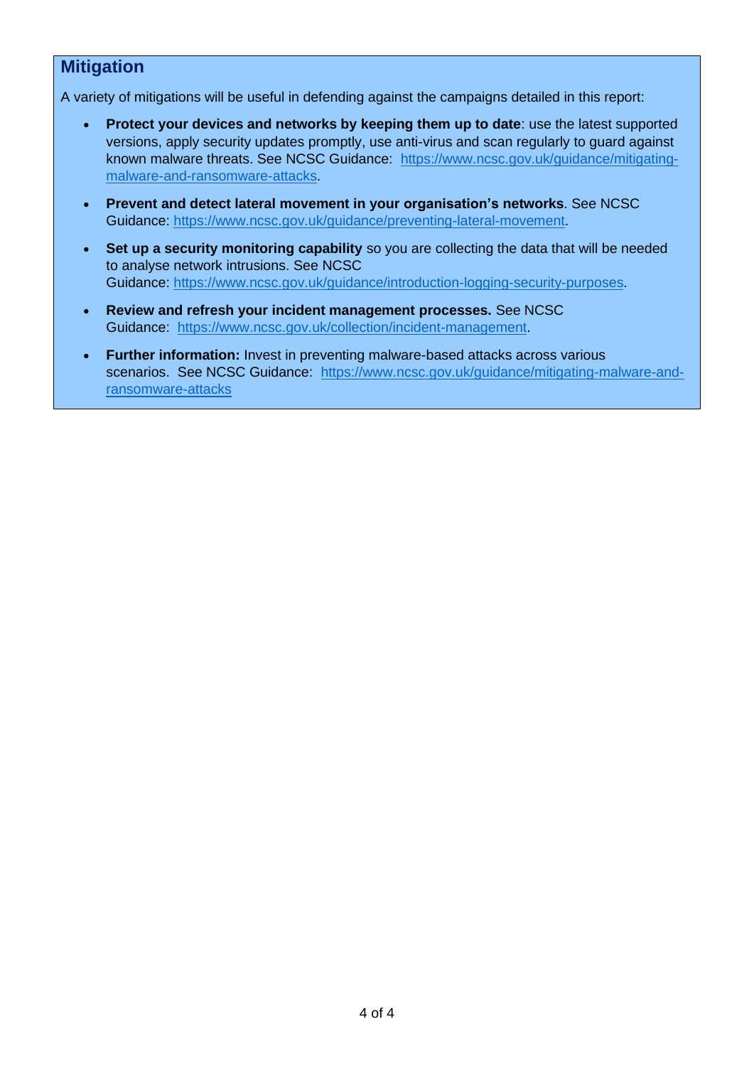## Mitigation

A variety of mitigations will be useful in defending against the campaigns detailed in this report:

- **Protect your devices and networks by keeping them up to date**: use the latest supported versions, apply security updates promptly, use anti-virus and scan regularly to guard against known malware threats. See NCSC Guidance: https://www.ncsc.gov.uk/guidance/mitigating-malware-and-ransomware-attacks.
- **Prevent and detect lateral movement in your organisation's networks**. See NCSC Guidance: https://www.ncsc.gov.uk/guidance/preventing-lateral-movement.
- **Set up a security monitoring capability** so you are collecting the data that will be needed to analyse network intrusions. See NCSC Guidance: https://www.ncsc.gov.uk/guidance/introduction-logging-security-purposes.
- **Review and refresh your incident management processes.** See NCSC Guidance: https://www.ncsc.gov.uk/collection/incident-management.
- **Further information:** Invest in preventing malware-based attacks across various scenarios. See NCSC Guidance: https://www.ncsc.gov.uk/guidance/mitigating-malware-and-ransomware-attacks